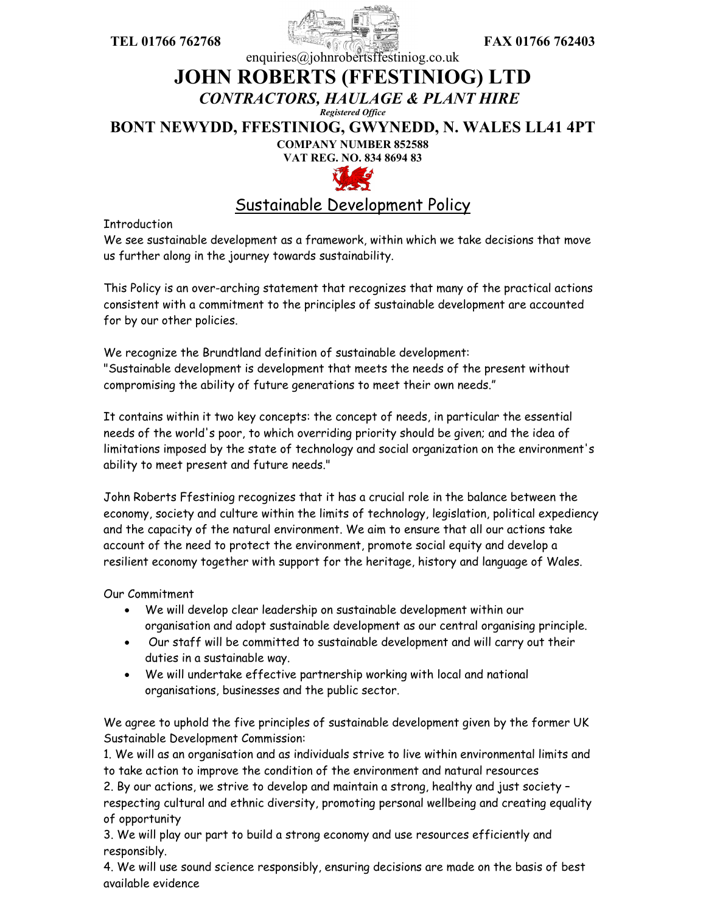**TEL 01766 762768** **FAX 01766 762403**

enquiries@johnrobertsffestiniog.co.uk

# JOHN ROBERTS (FFESTINIOG) LTD

***CONTRACTORS, HAULAGE & PLANT HIRE***

***Registered Office***

**BONT NEWYDD, FFESTINIOG, GWYNEDD, N. WALES LL41 4PT**

**COMPANY NUMBER 852588**

**VAT REG. NO. 834 8694 83**

## Sustainable Development Policy

Introduction

We see sustainable development as a framework, within which we take decisions that move us further along in the journey towards sustainability.

This Policy is an over-arching statement that recognizes that many of the practical actions consistent with a commitment to the principles of sustainable development are accounted for by our other policies.

We recognize the Brundtland definition of sustainable development:
"Sustainable development is development that meets the needs of the present without compromising the ability of future generations to meet their own needs."

It contains within it two key concepts: the concept of needs, in particular the essential needs of the world's poor, to which overriding priority should be given; and the idea of limitations imposed by the state of technology and social organization on the environment's ability to meet present and future needs."

John Roberts Ffestiniog recognizes that it has a crucial role in the balance between the economy, society and culture within the limits of technology, legislation, political expediency and the capacity of the natural environment. We aim to ensure that all our actions take account of the need to protect the environment, promote social equity and develop a resilient economy together with support for the heritage, history and language of Wales.

Our Commitment

- We will develop clear leadership on sustainable development within our organisation and adopt sustainable development as our central organising principle.
- Our staff will be committed to sustainable development and will carry out their duties in a sustainable way.
- We will undertake effective partnership working with local and national organisations, businesses and the public sector.

We agree to uphold the five principles of sustainable development given by the former UK Sustainable Development Commission:

1. We will as an organisation and as individuals strive to live within environmental limits and to take action to improve the condition of the environment and natural resources
2. By our actions, we strive to develop and maintain a strong, healthy and just society – respecting cultural and ethnic diversity, promoting personal wellbeing and creating equality of opportunity
3. We will play our part to build a strong economy and use resources efficiently and responsibly.
4. We will use sound science responsibly, ensuring decisions are made on the basis of best available evidence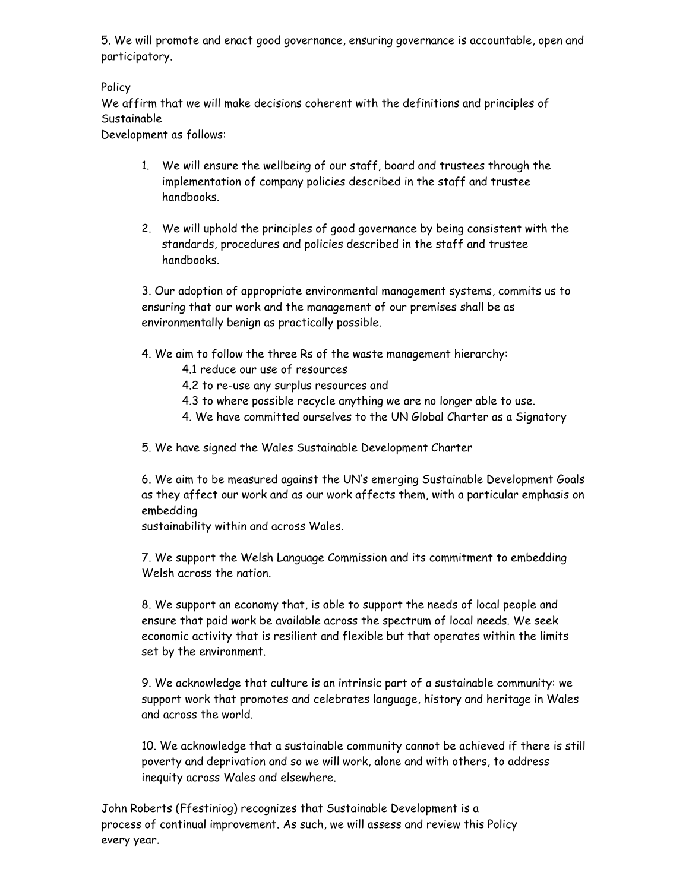5. We will promote and enact good governance, ensuring governance is accountable, open and participatory.

Policy

We affirm that we will make decisions coherent with the definitions and principles of Sustainable Development as follows:

1. We will ensure the wellbeing of our staff, board and trustees through the implementation of company policies described in the staff and trustee handbooks.

2. We will uphold the principles of good governance by being consistent with the standards, procedures and policies described in the staff and trustee handbooks.

3. Our adoption of appropriate environmental management systems, commits us to ensuring that our work and the management of our premises shall be as environmentally benign as practically possible.

4. We aim to follow the three Rs of the waste management hierarchy:
   - 4.1 reduce our use of resources
   - 4.2 to re-use any surplus resources and
   - 4.3 to where possible recycle anything we are no longer able to use.
   - 4. We have committed ourselves to the UN Global Charter as a Signatory

5. We have signed the Wales Sustainable Development Charter

6. We aim to be measured against the UN's emerging Sustainable Development Goals as they affect our work and as our work affects them, with a particular emphasis on embedding sustainability within and across Wales.

7. We support the Welsh Language Commission and its commitment to embedding Welsh across the nation.

8. We support an economy that, is able to support the needs of local people and ensure that paid work be available across the spectrum of local needs. We seek economic activity that is resilient and flexible but that operates within the limits set by the environment.

9. We acknowledge that culture is an intrinsic part of a sustainable community: we support work that promotes and celebrates language, history and heritage in Wales and across the world.

10. We acknowledge that a sustainable community cannot be achieved if there is still poverty and deprivation and so we will work, alone and with others, to address inequity across Wales and elsewhere.

John Roberts (Ffestiniog) recognizes that Sustainable Development is a process of continual improvement. As such, we will assess and review this Policy every year.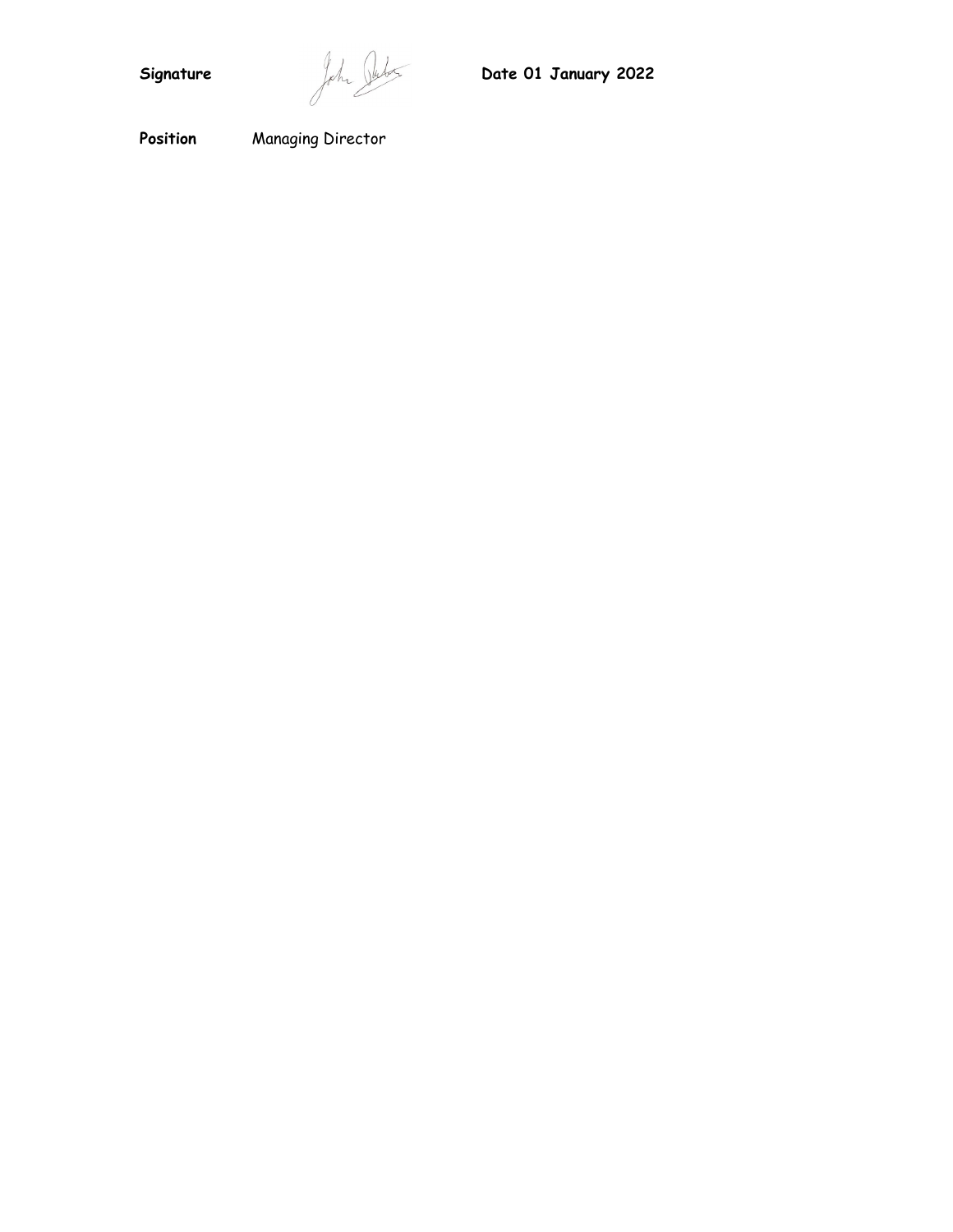**Signature** **Date 01 January 2022**

**Position** Managing Director